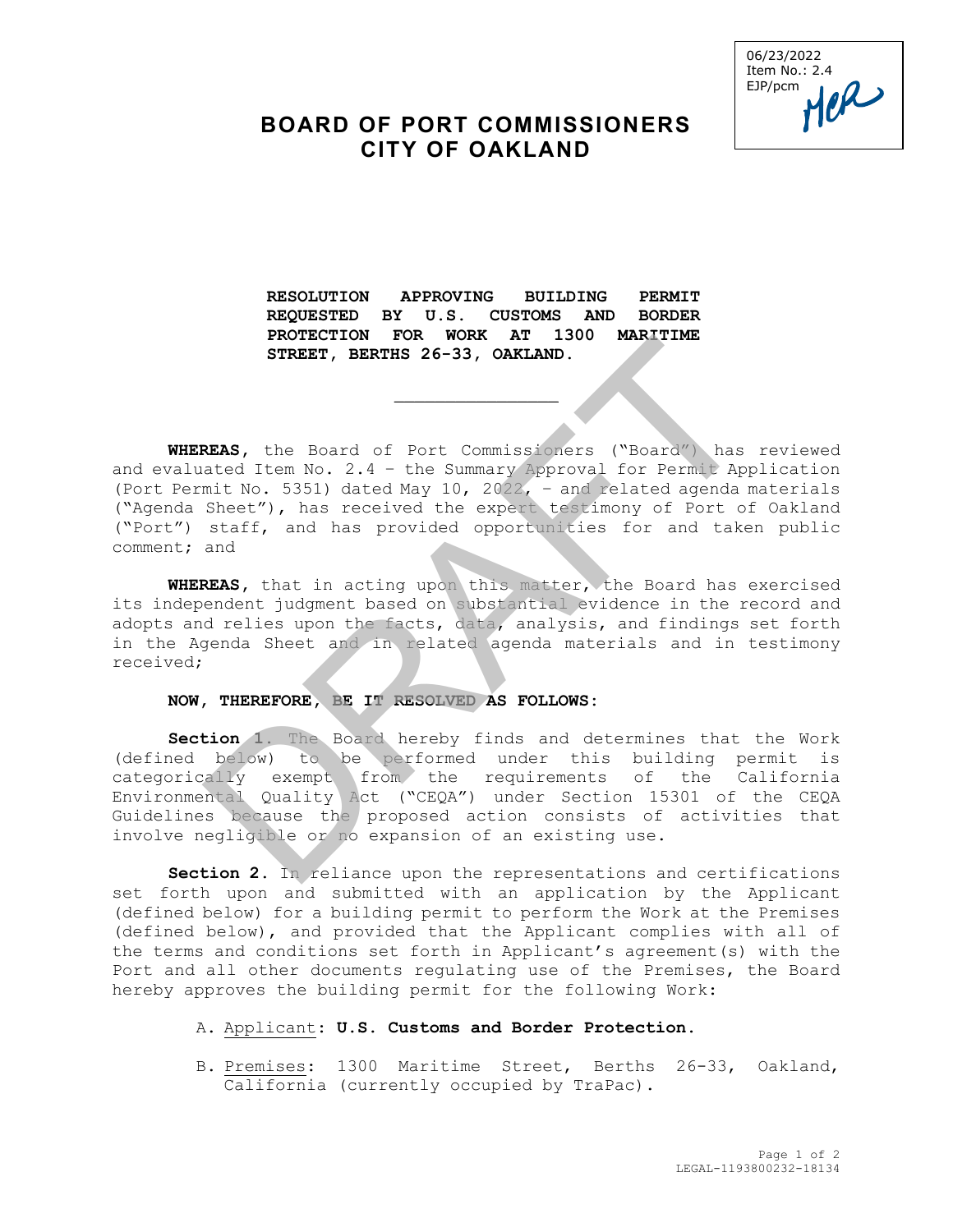06/23/2022
Item No.: 2.4
EJP/pcm

# BOARD OF PORT COMMISSIONERS
# CITY OF OAKLAND

**RESOLUTION APPROVING BUILDING PERMIT REQUESTED BY U.S. CUSTOMS AND BORDER PROTECTION FOR WORK AT 1300 MARITIME STREET, BERTHS 26-33, OAKLAND.**

---

**WHEREAS,** the Board of Port Commissioners ("Board") has reviewed and evaluated Item No. 2.4 – the Summary Approval for Permit Application (Port Permit No. 5351) dated May 10, 2022, – and related agenda materials ("Agenda Sheet"), has received the expert testimony of Port of Oakland ("Port") staff, and has provided opportunities for and taken public comment; and

**WHEREAS,** that in acting upon this matter, the Board has exercised its independent judgment based on substantial evidence in the record and adopts and relies upon the facts, data, analysis, and findings set forth in the Agenda Sheet and in related agenda materials and in testimony received;

**NOW, THEREFORE, BE IT RESOLVED AS FOLLOWS:**

**Section 1.** The Board hereby finds and determines that the Work (defined below) to be performed under this building permit is categorically exempt from the requirements of the California Environmental Quality Act ("CEQA") under Section 15301 of the CEQA Guidelines because the proposed action consists of activities that involve negligible or no expansion of an existing use.

**Section 2.** In reliance upon the representations and certifications set forth upon and submitted with an application by the Applicant (defined below) for a building permit to perform the Work at the Premises (defined below), and provided that the Applicant complies with all of the terms and conditions set forth in Applicant's agreement(s) with the Port and all other documents regulating use of the Premises, the Board hereby approves the building permit for the following Work:

A. Applicant: **U.S. Customs and Border Protection.**

B. Premises: 1300 Maritime Street, Berths 26-33, Oakland, California (currently occupied by TraPac).

LEGAL-1193800232-18134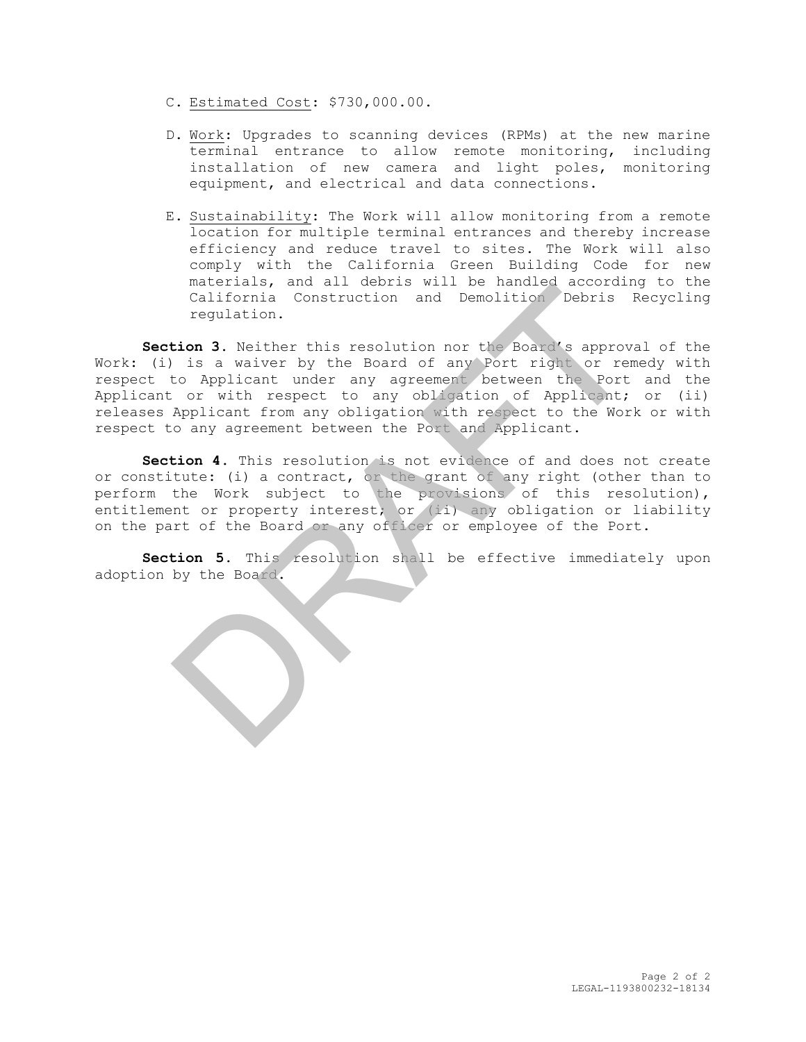C. Estimated Cost: $730,000.00.

D. Work: Upgrades to scanning devices (RPMs) at the new marine terminal entrance to allow remote monitoring, including installation of new camera and light poles, monitoring equipment, and electrical and data connections.

E. Sustainability: The Work will allow monitoring from a remote location for multiple terminal entrances and thereby increase efficiency and reduce travel to sites. The Work will also comply with the California Green Building Code for new materials, and all debris will be handled according to the California Construction and Demolition Debris Recycling regulation.

**Section 3.** Neither this resolution nor the Board's approval of the Work: (i) is a waiver by the Board of any Port right or remedy with respect to Applicant under any agreement between the Port and the Applicant or with respect to any obligation of Applicant; or (ii) releases Applicant from any obligation with respect to the Work or with respect to any agreement between the Port and Applicant.

**Section 4.** This resolution is not evidence of and does not create or constitute: (i) a contract, or the grant of any right (other than to perform the Work subject to the provisions of this resolution), entitlement or property interest; or (ii) any obligation or liability on the part of the Board or any officer or employee of the Port.

**Section 5.** This resolution shall be effective immediately upon adoption by the Board.

DRAFT

LEGAL-1193800232-18134